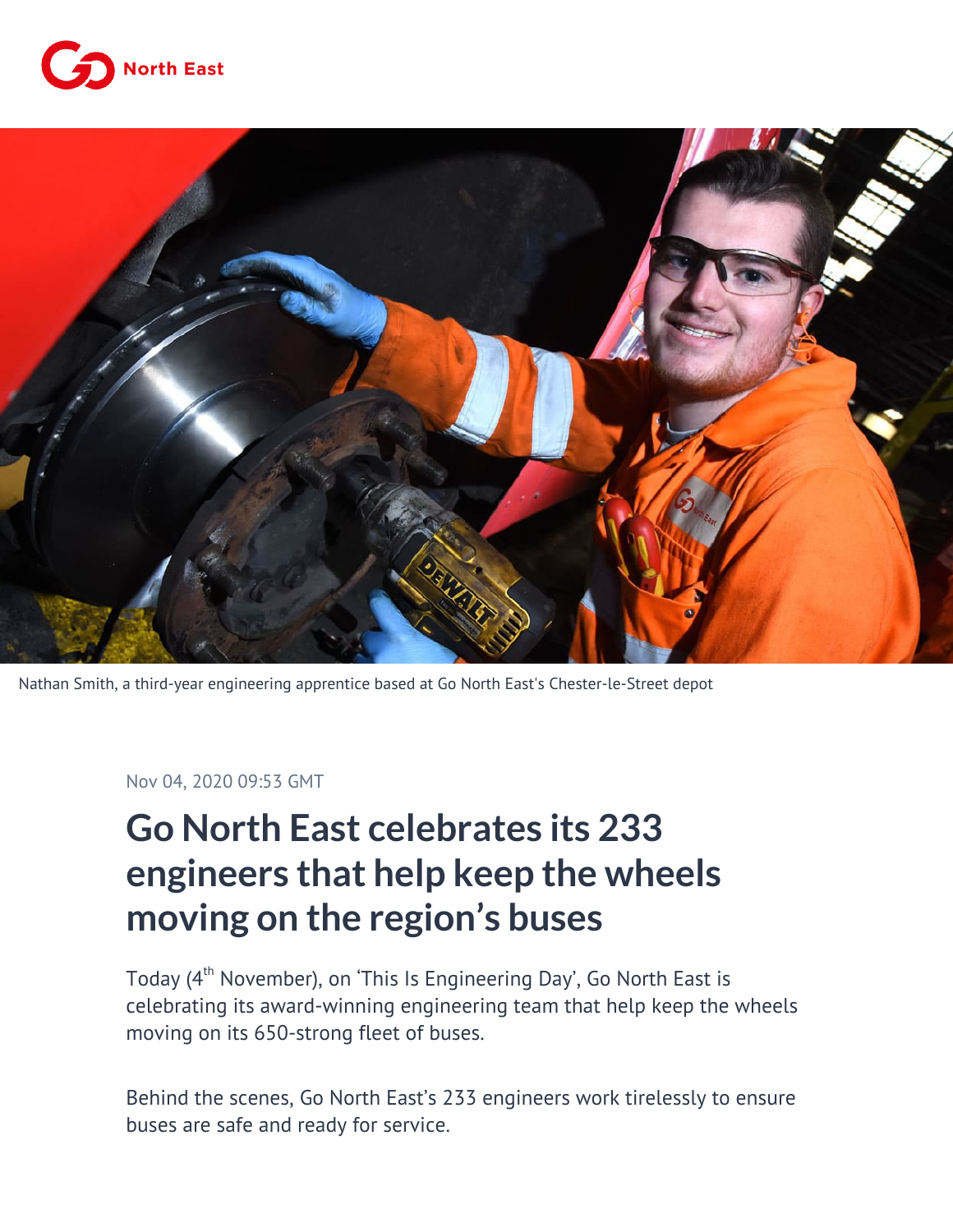Nathan Smith, a third-year engineering apprentice based at Go North East's Chester-le-Street depot

Nov 04, 2020 09:53 GMT

# Go North East celebrates its 233 engineers that help keep the wheels moving on the region's buses

Today (4th November), on 'This Is Engineering Day', Go North East is celebrating its award-winning engineering team that help keep the wheels moving on its 650-strong fleet of buses.

Behind the scenes, Go North East's 233 engineers work tirelessly to ensure buses are safe and ready for service.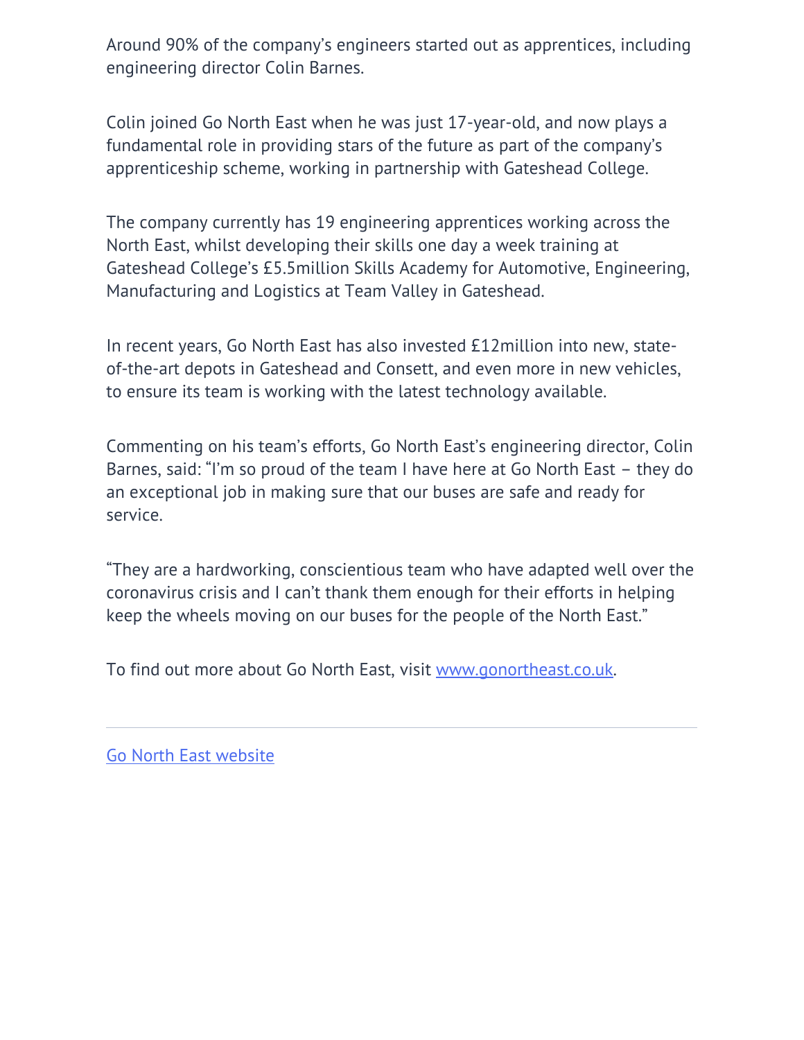Around 90% of the company's engineers started out as apprentices, including engineering director Colin Barnes.

Colin joined Go North East when he was just 17-year-old, and now plays a fundamental role in providing stars of the future as part of the company's apprenticeship scheme, working in partnership with Gateshead College.

The company currently has 19 engineering apprentices working across the North East, whilst developing their skills one day a week training at Gateshead College's £5.5million Skills Academy for Automotive, Engineering, Manufacturing and Logistics at Team Valley in Gateshead.

In recent years, Go North East has also invested £12million into new, state-of-the-art depots in Gateshead and Consett, and even more in new vehicles, to ensure its team is working with the latest technology available.

Commenting on his team's efforts, Go North East's engineering director, Colin Barnes, said: "I'm so proud of the team I have here at Go North East – they do an exceptional job in making sure that our buses are safe and ready for service.

"They are a hardworking, conscientious team who have adapted well over the coronavirus crisis and I can't thank them enough for their efforts in helping keep the wheels moving on our buses for the people of the North East."

To find out more about Go North East, visit [www.gonortheast.co.uk](http://www.gonortheast.co.uk).

---

[Go North East website](http://www.gonortheast.co.uk)